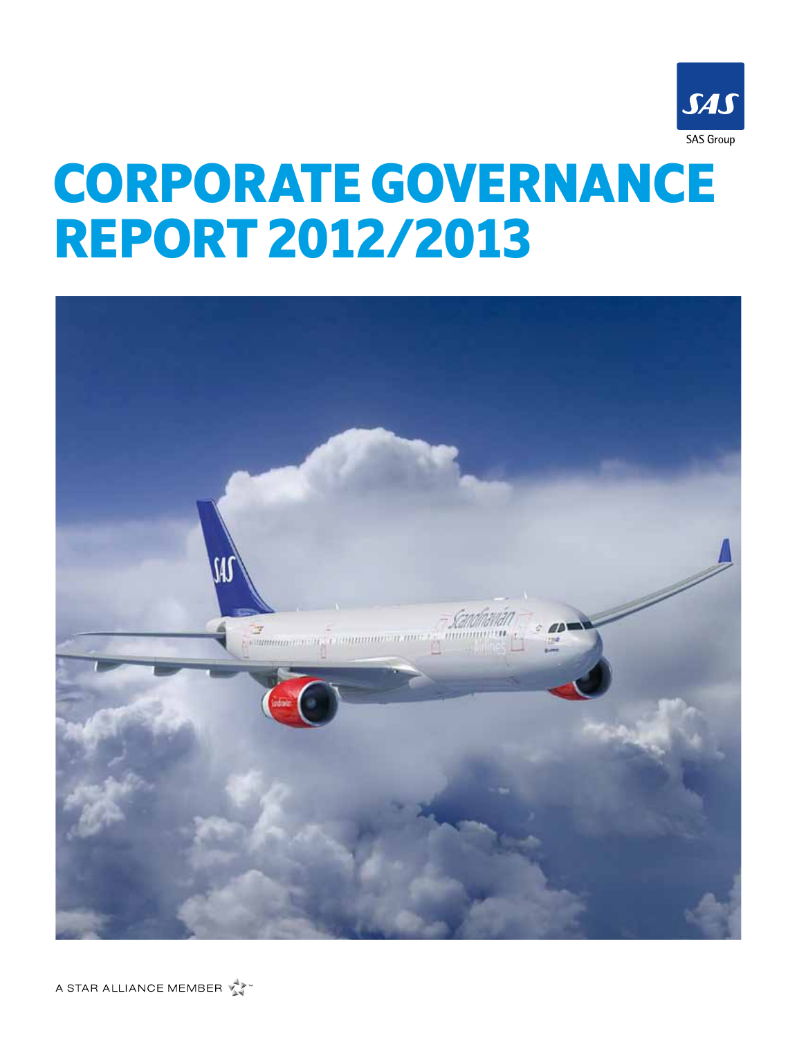SAS

SAS Group

# CORPORATE GOVERNANCE REPORT 2012/2013

A STAR ALLIANCE MEMBER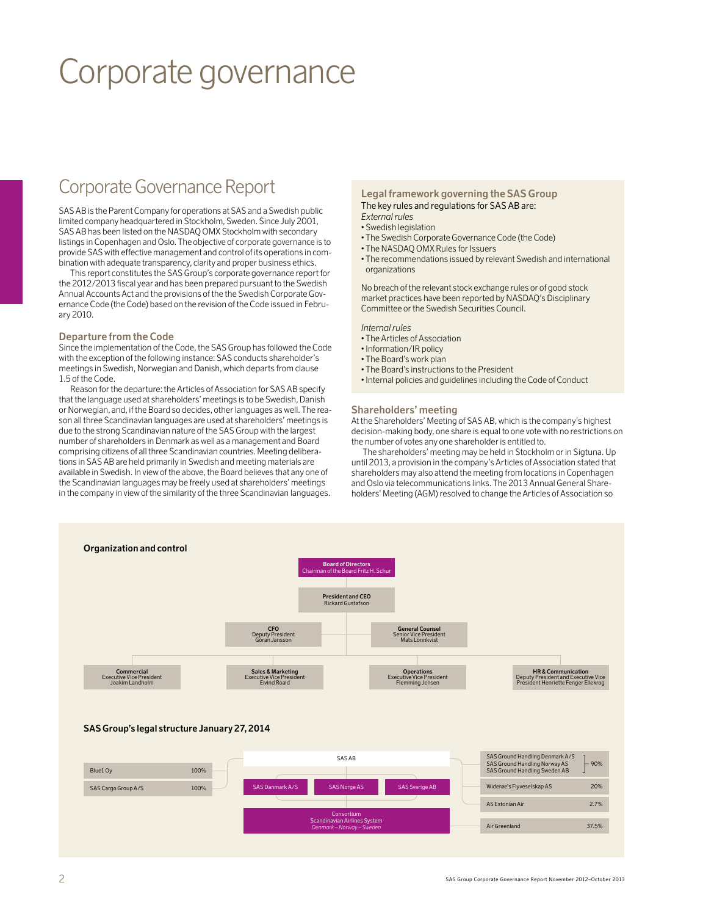# Corporate governance

## Corporate Governance Report

SAS AB is the Parent Company for operations at SAS and a Swedish public limited company headquartered in Stockholm, Sweden. Since July 2001, SAS AB has been listed on the NASDAQ OMX Stockholm with secondary listings in Copenhagen and Oslo. The objective of corporate governance is to provide SAS with effective management and control of its operations in combination with adequate transparency, clarity and proper business ethics.

This report constitutes the SAS Group's corporate governance report for the 2012/2013 fiscal year and has been prepared pursuant to the Swedish Annual Accounts Act and the provisions of the the Swedish Corporate Governance Code (the Code) based on the revision of the Code issued in February 2010.

### Departure from the Code

Since the implementation of the Code, the SAS Group has followed the Code with the exception of the following instance: SAS conducts shareholder's meetings in Swedish, Norwegian and Danish, which departs from clause 1.5 of the Code.

Reason for the departure: the Articles of Association for SAS AB specify that the language used at shareholders' meetings is to be Swedish, Danish or Norwegian, and, if the Board so decides, other languages as well. The reason all three Scandinavian languages are used at shareholders' meetings is due to the strong Scandinavian nature of the SAS Group with the largest number of shareholders in Denmark as well as a management and Board comprising citizens of all three Scandinavian countries. Meeting deliberations in SAS AB are held primarily in Swedish and meeting materials are available in Swedish. In view of the above, the Board believes that any one of the Scandinavian languages may be freely used at shareholders' meetings in the company in view of the similarity of the three Scandinavian languages.

### Legal framework governing the SAS Group

The key rules and regulations for SAS AB are:

*External rules*

- Swedish legislation
- The Swedish Corporate Governance Code (the Code)
- The NASDAQ OMX Rules for Issuers
- The recommendations issued by relevant Swedish and international organizations

No breach of the relevant stock exchange rules or of good stock market practices have been reported by NASDAQ's Disciplinary Committee or the Swedish Securities Council.

*Internal rules*

- The Articles of Association
- Information/IR policy
- The Board's work plan
- The Board's instructions to the President
- Internal policies and guidelines including the Code of Conduct

### Shareholders' meeting

At the Shareholders' Meeting of SAS AB, which is the company's highest decision-making body, one share is equal to one vote with no restrictions on the number of votes any one shareholder is entitled to.

The shareholders' meeting may be held in Stockholm or in Sigtuna. Up until 2013, a provision in the company's Articles of Association stated that shareholders may also attend the meeting from locations in Copenhagen and Oslo via telecommunications links. The 2013 Annual General Shareholders' Meeting (AGM) resolved to change the Articles of Association so

### Organization and control

- **Board of Directors** – Chairman of the Board Fritz H. Schur
  - **President and CEO** – Rickard Gustafson
    - **CFO** – Deputy President Göran Jansson
    - **General Counsel** – Senior Vice President Mats Lönnkvist
    - **Commercial** – Executive Vice President Joakim Landholm
    - **Sales & Marketing** – Executive Vice President Eivind Roald
    - **Operations** – Executive Vice President Flemming Jensen
    - **HR & Communication** – Deputy President and Executive Vice President Henriette Fenger Ellekrog

### SAS Group's legal structure January 27, 2014

**SAS AB**

- SAS Danmark A/S, SAS Norge AS, SAS Sverige AB
  - Consortium Scandinavian Airlines System *Denmark – Norway – Sweden*

| Company | Ownership |
|---|---|
| Blue1 Oy | 100% |
| SAS Cargo Group A/S | 100% |
| SAS Ground Handling Denmark A/S, SAS Ground Handling Norway AS, SAS Ground Handling Sweden AB | 90% |
| Widerøe's Flyveselskap AS | 20% |
| AS Estonian Air | 2.7% |
| Air Greenland | 37.5% |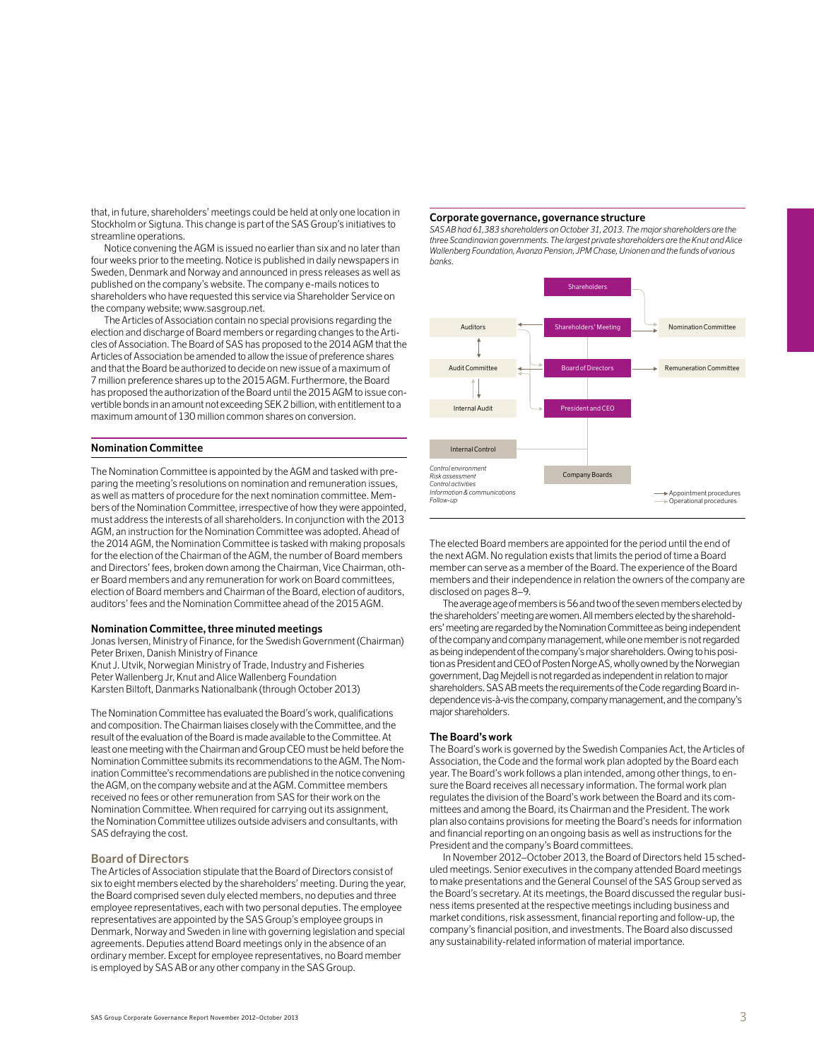that, in future, shareholders' meetings could be held at only one location in Stockholm or Sigtuna. This change is part of the SAS Group's initiatives to streamline operations.

Notice convening the AGM is issued no earlier than six and no later than four weeks prior to the meeting. Notice is published in daily newspapers in Sweden, Denmark and Norway and announced in press releases as well as published on the company's website. The company e-mails notices to shareholders who have requested this service via Shareholder Service on the company website; www.sasgroup.net.

The Articles of Association contain no special provisions regarding the election and discharge of Board members or regarding changes to the Articles of Association. The Board of SAS has proposed to the 2014 AGM that the Articles of Association be amended to allow the issue of preference shares and that the Board be authorized to decide on new issue of a maximum of 7 million preference shares up to the 2015 AGM. Furthermore, the Board has proposed the authorization of the Board until the 2015 AGM to issue convertible bonds in an amount not exceeding SEK 2 billion, with entitlement to a maximum amount of 130 million common shares on conversion.

## Nomination Committee

The Nomination Committee is appointed by the AGM and tasked with preparing the meeting's resolutions on nomination and remuneration issues, as well as matters of procedure for the next nomination committee. Members of the Nomination Committee, irrespective of how they were appointed, must address the interests of all shareholders. In conjunction with the 2013 AGM, an instruction for the Nomination Committee was adopted. Ahead of the 2014 AGM, the Nomination Committee is tasked with making proposals for the election of the Chairman of the AGM, the number of Board members and Directors' fees, broken down among the Chairman, Vice Chairman, other Board members and any remuneration for work on Board committees, election of Board members and Chairman of the Board, election of auditors, auditors' fees and the Nomination Committee ahead of the 2015 AGM.

### Nomination Committee, three minuted meetings

Jonas Iversen, Ministry of Finance, for the Swedish Government (Chairman)
Peter Brixen, Danish Ministry of Finance
Knut J. Utvik, Norwegian Ministry of Trade, Industry and Fisheries
Peter Wallenberg Jr, Knut and Alice Wallenberg Foundation
Karsten Biltoft, Danmarks Nationalbank (through October 2013)

The Nomination Committee has evaluated the Board's work, qualifications and composition. The Chairman liaises closely with the Committee, and the result of the evaluation of the Board is made available to the Committee. At least one meeting with the Chairman and Group CEO must be held before the Nomination Committee submits its recommendations to the AGM. The Nomination Committee's recommendations are published in the notice convening the AGM, on the company website and at the AGM. Committee members received no fees or other remuneration from SAS for their work on the Nomination Committee. When required for carrying out its assignment, the Nomination Committee utilizes outside advisers and consultants, with SAS defraying the cost.

## Board of Directors

The Articles of Association stipulate that the Board of Directors consist of six to eight members elected by the shareholders' meeting. During the year, the Board comprised seven duly elected members, no deputies and three employee representatives, each with two personal deputies. The employee representatives are appointed by the SAS Group's employee groups in Denmark, Norway and Sweden in line with governing legislation and special agreements. Deputies attend Board meetings only in the absence of an ordinary member. Except for employee representatives, no Board member is employed by SAS AB or any other company in the SAS Group.

### Corporate governance, governance structure

*SAS AB had 61,383 shareholders on October 31, 2013. The major shareholders are the three Scandinavian governments. The largest private shareholders are the Knut and Alice Wallenberg Foundation, Avanza Pension, JPM Chase, Unionen and the funds of various banks.*

Shareholders → Shareholders' Meeting → Auditors, Nomination Committee, Board of Directors
Board of Directors → Audit Committee, Remuneration Committee, President and CEO
Auditors ↔ Audit Committee ↔ Internal Audit
President and CEO → Company Boards
Internal Control: *Control environment, Risk assessment, Control activities, Information & communications, Follow-up*

→ Appointment procedures
→ Operational procedures

The elected Board members are appointed for the period until the end of the next AGM. No regulation exists that limits the period of time a Board member can serve as a member of the Board. The experience of the Board members and their independence in relation the owners of the company are disclosed on pages 8–9.

The average age of members is 56 and two of the seven members elected by the shareholders' meeting are women. All members elected by the shareholders' meeting are regarded by the Nomination Committee as being independent of the company and company management, while one member is not regarded as being independent of the company's major shareholders. Owing to his position as President and CEO of Posten Norge AS, wholly owned by the Norwegian government, Dag Mejdell is not regarded as independent in relation to major shareholders. SAS AB meets the requirements of the Code regarding Board independence vis-à-vis the company, company management, and the company's major shareholders.

### The Board's work

The Board's work is governed by the Swedish Companies Act, the Articles of Association, the Code and the formal work plan adopted by the Board each year. The Board's work follows a plan intended, among other things, to ensure the Board receives all necessary information. The formal work plan regulates the division of the Board's work between the Board and its committees and among the Board, its Chairman and the President. The work plan also contains provisions for meeting the Board's needs for information and financial reporting on an ongoing basis as well as instructions for the President and the company's Board committees.

In November 2012–October 2013, the Board of Directors held 15 scheduled meetings. Senior executives in the company attended Board meetings to make presentations and the General Counsel of the SAS Group served as the Board's secretary. At its meetings, the Board discussed the regular business items presented at the respective meetings including business and market conditions, risk assessment, financial reporting and follow-up, the company's financial position, and investments. The Board also discussed any sustainability-related information of material importance.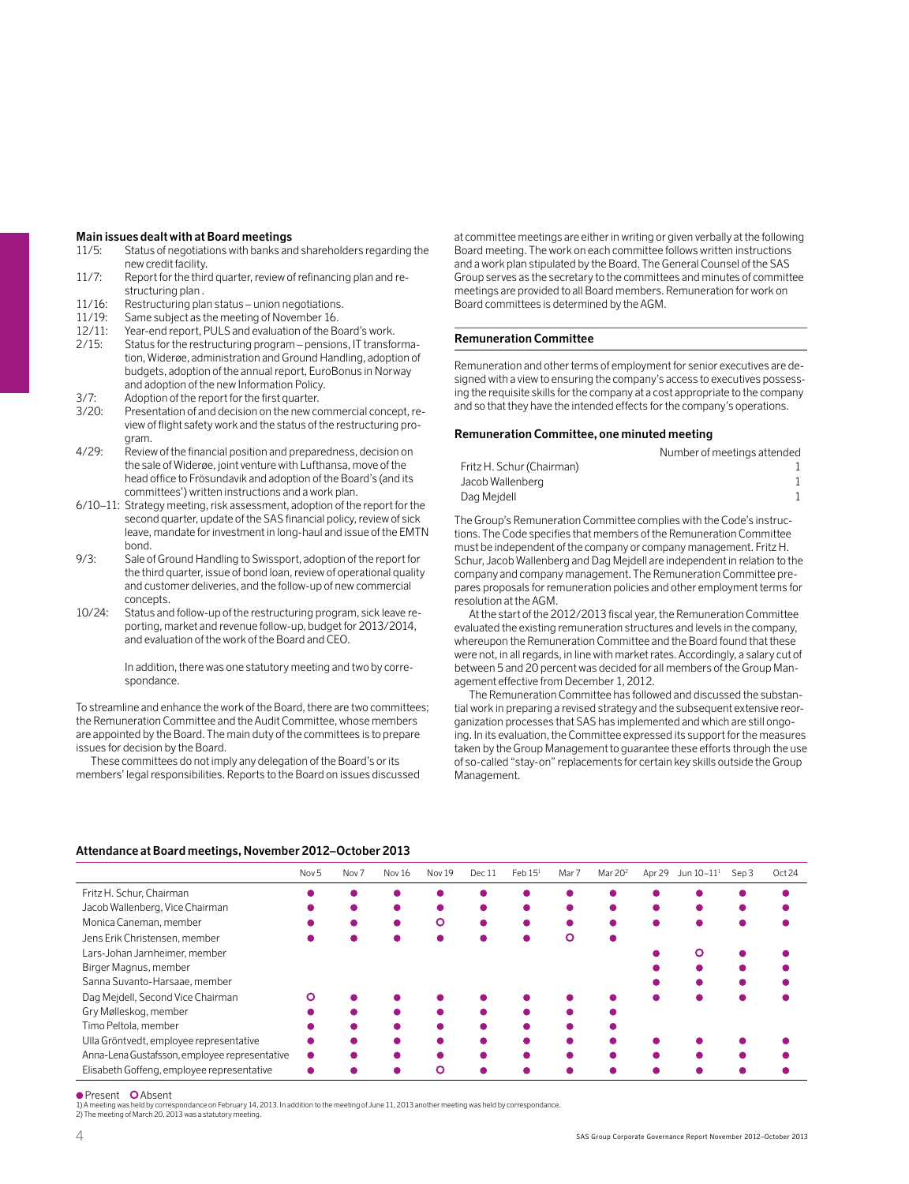### Main issues dealt with at Board meetings

- 11/5: Status of negotiations with banks and shareholders regarding the new credit facility.
- 11/7: Report for the third quarter, review of refinancing plan and restructuring plan .
- 11/16: Restructuring plan status – union negotiations.
- 11/19: Same subject as the meeting of November 16.
- 12/11: Year-end report, PULS and evaluation of the Board's work.
- 2/15: Status for the restructuring program – pensions, IT transformation, Widerøe, administration and Ground Handling, adoption of budgets, adoption of the annual report, EuroBonus in Norway and adoption of the new Information Policy.
- 3/7: Adoption of the report for the first quarter.
- 3/20: Presentation of and decision on the new commercial concept, review of flight safety work and the status of the restructuring program.
- 4/29: Review of the financial position and preparedness, decision on the sale of Widerøe, joint venture with Lufthansa, move of the head office to Frösundavik and adoption of the Board's (and its committees') written instructions and a work plan.
- 6/10–11: Strategy meeting, risk assessment, adoption of the report for the second quarter, update of the SAS financial policy, review of sick leave, mandate for investment in long-haul and issue of the EMTN bond.
- 9/3: Sale of Ground Handling to Swissport, adoption of the report for the third quarter, issue of bond loan, review of operational quality and customer deliveries, and the follow-up of new commercial concepts.
- 10/24: Status and follow-up of the restructuring program, sick leave reporting, market and revenue follow-up, budget for 2013/2014, and evaluation of the work of the Board and CEO.

In addition, there was one statutory meeting and two by correspondance.

To streamline and enhance the work of the Board, there are two committees; the Remuneration Committee and the Audit Committee, whose members are appointed by the Board. The main duty of the committees is to prepare issues for decision by the Board.

These committees do not imply any delegation of the Board's or its members' legal responsibilities. Reports to the Board on issues discussed at committee meetings are either in writing or given verbally at the following Board meeting. The work on each committee follows written instructions and a work plan stipulated by the Board. The General Counsel of the SAS Group serves as the secretary to the committees and minutes of committee meetings are provided to all Board members. Remuneration for work on Board committees is determined by the AGM.

### Remuneration Committee

Remuneration and other terms of employment for senior executives are designed with a view to ensuring the company's access to executives possessing the requisite skills for the company at a cost appropriate to the company and so that they have the intended effects for the company's operations.

#### Remuneration Committee, one minuted meeting

| | Number of meetings attended |
|---|---|
| Fritz H. Schur (Chairman) | 1 |
| Jacob Wallenberg | 1 |
| Dag Mejdell | 1 |

The Group's Remuneration Committee complies with the Code's instructions. The Code specifies that members of the Remuneration Committee must be independent of the company or company management. Fritz H. Schur, Jacob Wallenberg and Dag Mejdell are independent in relation to the company and company management. The Remuneration Committee prepares proposals for remuneration policies and other employment terms for resolution at the AGM.

At the start of the 2012/2013 fiscal year, the Remuneration Committee evaluated the existing remuneration structures and levels in the company, whereupon the Remuneration Committee and the Board found that these were not, in all regards, in line with market rates. Accordingly, a salary cut of between 5 and 20 percent was decided for all members of the Group Management effective from December 1, 2012.

The Remuneration Committee has followed and discussed the substantial work in preparing a revised strategy and the subsequent extensive reorganization processes that SAS has implemented and which are still ongoing. In its evaluation, the Committee expressed its support for the measures taken by the Group Management to guarantee these efforts through the use of so-called "stay-on" replacements for certain key skills outside the Group Management.

### Attendance at Board meetings, November 2012–October 2013

| | Nov 5 | Nov 7 | Nov 16 | Nov 19 | Dec 11 | Feb 15[1] | Mar 7 | Mar 20[2] | Apr 29 | Jun 10–11[1] | Sep 3 | Oct 24 |
|---|---|---|---|---|---|---|---|---|---|---|---|---|
| Fritz H. Schur, Chairman | ● | ● | ● | ● | ● | ● | ● | ● | ● | ● | ● | ● |
| Jacob Wallenberg, Vice Chairman | ● | ● | ● | ● | ● | ● | ● | ● | ● | ● | ● | ● |
| Monica Caneman, member | ● | ● | ● | ○ | ● | ● | ● | ● | ● | ● | ● | ● |
| Jens Erik Christensen, member | ● | ● | ● | ● | ● | ● | ○ | ● | | | | |
| Lars-Johan Jarnheimer, member | | | | | | | | | ● | ○ | ● | ● |
| Birger Magnus, member | | | | | | | | | ● | ● | ● | ● |
| Sanna Suvanto-Harsaae, member | | | | | | | | | ● | ● | ● | ● |
| Dag Mejdell, Second Vice Chairman | ○ | ● | ● | ● | ● | ● | ● | ● | ● | ● | ● | ● |
| Gry Mølleskog, member | ● | ● | ● | ● | ● | ● | ● | ● | | | | |
| Timo Peltola, member | ● | ● | ● | ● | ● | ● | ● | ● | | | | |
| Ulla Gröntvedt, employee representative | ● | ● | ● | ● | ● | ● | ● | ● | ● | ● | ● | ● |
| Anna-Lena Gustafsson, employee representative | ● | ● | ● | ● | ● | ● | ● | ● | ● | ● | ● | ● |
| Elisabeth Goffeng, employee representative | ● | ● | ● | ○ | ● | ● | ● | ● | ● | ● | ● | ● |

● Present ○ Absent

1) A meeting was held by correspondance on February 14, 2013. In addition to the meeting of June 11, 2013 another meeting was held by correspondance.
2) The meeting of March 20, 2013 was a statutory meeting.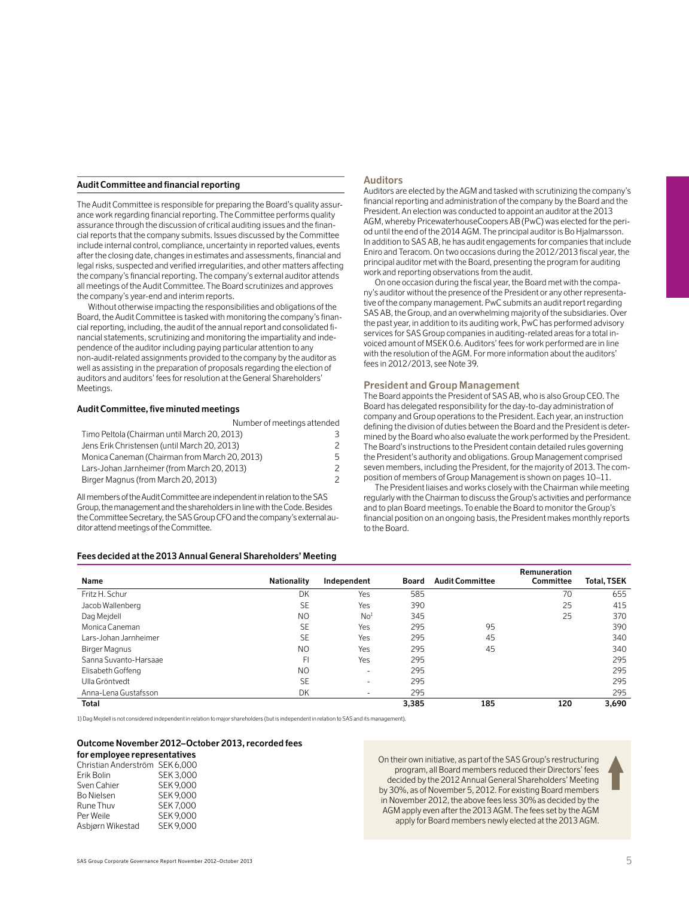### Audit Committee and financial reporting

The Audit Committee is responsible for preparing the Board's quality assurance work regarding financial reporting. The Committee performs quality assurance through the discussion of critical auditing issues and the financial reports that the company submits. Issues discussed by the Committee include internal control, compliance, uncertainty in reported values, events after the closing date, changes in estimates and assessments, financial and legal risks, suspected and verified irregularities, and other matters affecting the company's financial reporting. The company's external auditor attends all meetings of the Audit Committee. The Board scrutinizes and approves the company's year-end and interim reports.

Without otherwise impacting the responsibilities and obligations of the Board, the Audit Committee is tasked with monitoring the company's financial reporting, including, the audit of the annual report and consolidated financial statements, scrutinizing and monitoring the impartiality and independence of the auditor including paying particular attention to any non-audit-related assignments provided to the company by the auditor as well as assisting in the preparation of proposals regarding the election of auditors and auditors' fees for resolution at the General Shareholders' Meetings.

#### Audit Committee, five minuted meetings

| | Number of meetings attended |
|---|---|
| Timo Peltola (Chairman until March 20, 2013) | 3 |
| Jens Erik Christensen (until March 20, 2013) | 2 |
| Monica Caneman (Chairman from March 20, 2013) | 5 |
| Lars-Johan Jarnheimer (from March 20, 2013) | 2 |
| Birger Magnus (from March 20, 2013) | 2 |

All members of the Audit Committee are independent in relation to the SAS Group, the management and the shareholders in line with the Code. Besides the Committee Secretary, the SAS Group CFO and the company's external auditor attend meetings of the Committee.

### Auditors

Auditors are elected by the AGM and tasked with scrutinizing the company's financial reporting and administration of the company by the Board and the President. An election was conducted to appoint an auditor at the 2013 AGM, whereby PricewaterhouseCoopers AB (PwC) was elected for the period until the end of the 2014 AGM. The principal auditor is Bo Hjalmarsson. In addition to SAS AB, he has audit engagements for companies that include Eniro and Teracom. On two occasions during the 2012/2013 fiscal year, the principal auditor met with the Board, presenting the program for auditing work and reporting observations from the audit.

On one occasion during the fiscal year, the Board met with the company's auditor without the presence of the President or any other representative of the company management. PwC submits an audit report regarding SAS AB, the Group, and an overwhelming majority of the subsidiaries. Over the past year, in addition to its auditing work, PwC has performed advisory services for SAS Group companies in auditing-related areas for a total invoiced amount of MSEK 0.6. Auditors' fees for work performed are in line with the resolution of the AGM. For more information about the auditors' fees in 2012/2013, see Note 39.

### President and Group Management

The Board appoints the President of SAS AB, who is also Group CEO. The Board has delegated responsibility for the day-to-day administration of company and Group operations to the President. Each year, an instruction defining the division of duties between the Board and the President is determined by the Board who also evaluate the work performed by the President. The Board's instructions to the President contain detailed rules governing the President's authority and obligations. Group Management comprised seven members, including the President, for the majority of 2013. The composition of members of Group Management is shown on pages 10–11.

The President liaises and works closely with the Chairman to discuss the Group's activities and performance and to plan Board meetings. To enable the Board to monitor the Group's financial position on an ongoing basis, the President makes monthly reports to the Board.

### Fees decided at the 2013 Annual General Shareholders' Meeting

| Name | Nationality | Independent | Board | Audit Committee | Remuneration Committee | Total, TSEK |
|---|---|---|---|---|---|---|
| Fritz H. Schur | DK | Yes | 585 | | 70 | 655 |
| Jacob Wallenberg | SE | Yes | 390 | | 25 | 415 |
| Dag Mejdell | NO | No[1] | 345 | | 25 | 370 |
| Monica Caneman | SE | Yes | 295 | 95 | | 390 |
| Lars-Johan Jarnheimer | SE | Yes | 295 | 45 | | 340 |
| Birger Magnus | NO | Yes | 295 | 45 | | 340 |
| Sanna Suvanto-Harsaae | FI | Yes | 295 | | | 295 |
| Elisabeth Goffeng | NO | - | 295 | | | 295 |
| Ulla Gröntvedt | SE | - | 295 | | | 295 |
| Anna-Lena Gustafsson | DK | - | 295 | | | 295 |
| **Total** | | | **3,385** | **185** | **120** | **3,690** |

1) Dag Mejdell is not considered independent in relation to major shareholders (but is independent in relation to SAS and its management).

#### Outcome November 2012–October 2013, recorded fees for employee representatives

| | |
|---|---|
| Christian Anderström | SEK 6,000 |
| Erik Bolin | SEK 3,000 |
| Sven Cahier | SEK 9,000 |
| Bo Nielsen | SEK 9,000 |
| Rune Thuv | SEK 7,000 |
| Per Weile | SEK 9,000 |
| Asbjørn Wikestad | SEK 9,000 |

On their own initiative, as part of the SAS Group's restructuring program, all Board members reduced their Directors' fees decided by the 2012 Annual General Shareholders' Meeting by 30%, as of November 5, 2012. For existing Board members in November 2012, the above fees less 30% as decided by the AGM apply even after the 2013 AGM. The fees set by the AGM apply for Board members newly elected at the 2013 AGM.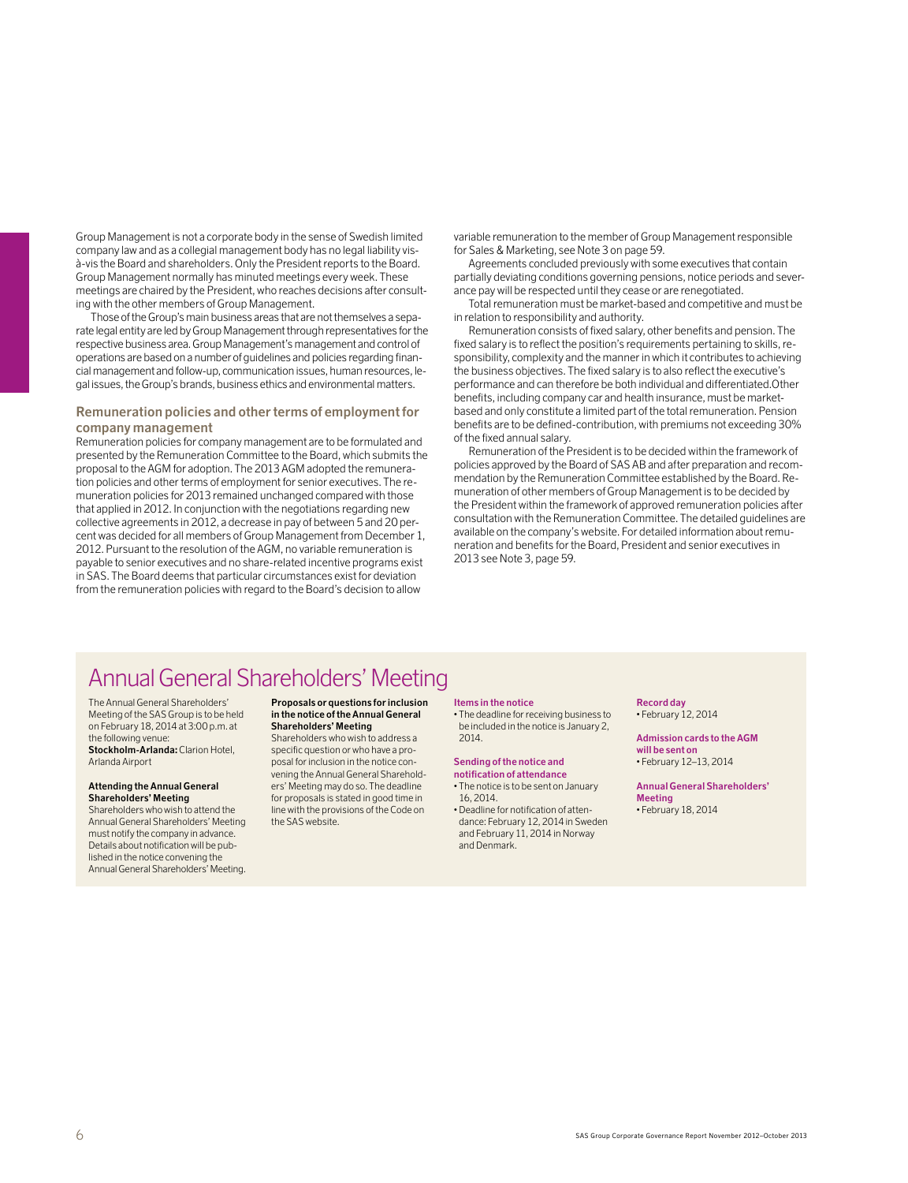Group Management is not a corporate body in the sense of Swedish limited company law and as a collegial management body has no legal liability vis-à-vis the Board and shareholders. Only the President reports to the Board. Group Management normally has minuted meetings every week. These meetings are chaired by the President, who reaches decisions after consulting with the other members of Group Management.

Those of the Group's main business areas that are not themselves a separate legal entity are led by Group Management through representatives for the respective business area. Group Management's management and control of operations are based on a number of guidelines and policies regarding financial management and follow-up, communication issues, human resources, legal issues, the Group's brands, business ethics and environmental matters.

### Remuneration policies and other terms of employment for company management

Remuneration policies for company management are to be formulated and presented by the Remuneration Committee to the Board, which submits the proposal to the AGM for adoption. The 2013 AGM adopted the remuneration policies and other terms of employment for senior executives. The remuneration policies for 2013 remained unchanged compared with those that applied in 2012. In conjunction with the negotiations regarding new collective agreements in 2012, a decrease in pay of between 5 and 20 percent was decided for all members of Group Management from December 1, 2012. Pursuant to the resolution of the AGM, no variable remuneration is payable to senior executives and no share-related incentive programs exist in SAS. The Board deems that particular circumstances exist for deviation from the remuneration policies with regard to the Board's decision to allow variable remuneration to the member of Group Management responsible for Sales & Marketing, see Note 3 on page 59.

Agreements concluded previously with some executives that contain partially deviating conditions governing pensions, notice periods and severance pay will be respected until they cease or are renegotiated.

Total remuneration must be market-based and competitive and must be in relation to responsibility and authority.

Remuneration consists of fixed salary, other benefits and pension. The fixed salary is to reflect the position's requirements pertaining to skills, responsibility, complexity and the manner in which it contributes to achieving the business objectives. The fixed salary is to also reflect the executive's performance and can therefore be both individual and differentiated.Other benefits, including company car and health insurance, must be market-based and only constitute a limited part of the total remuneration. Pension benefits are to be defined-contribution, with premiums not exceeding 30% of the fixed annual salary.

Remuneration of the President is to be decided within the framework of policies approved by the Board of SAS AB and after preparation and recommendation by the Remuneration Committee established by the Board. Remuneration of other members of Group Management is to be decided by the President within the framework of approved remuneration policies after consultation with the Remuneration Committee. The detailed guidelines are available on the company's website. For detailed information about remuneration and benefits for the Board, President and senior executives in 2013 see Note 3, page 59.

## Annual General Shareholders' Meeting

The Annual General Shareholders' Meeting of the SAS Group is to be held on February 18, 2014 at 3:00 p.m. at the following venue:
**Stockholm-Arlanda:** Clarion Hotel, Arlanda Airport

**Attending the Annual General Shareholders' Meeting**
Shareholders who wish to attend the Annual General Shareholders' Meeting must notify the company in advance. Details about notification will be published in the notice convening the Annual General Shareholders' Meeting.

**Proposals or questions for inclusion in the notice of the Annual General Shareholders' Meeting**
Shareholders who wish to address a specific question or who have a proposal for inclusion in the notice convening the Annual General Shareholders' Meeting may do so. The deadline for proposals is stated in good time in line with the provisions of the Code on the SAS website.

**Items in the notice**
- The deadline for receiving business to be included in the notice is January 2, 2014.

**Sending of the notice and notification of attendance**
- The notice is to be sent on January 16, 2014.
- Deadline for notification of attendance: February 12, 2014 in Sweden and February 11, 2014 in Norway and Denmark.

**Record day**
- February 12, 2014

**Admission cards to the AGM will be sent on**
- February 12–13, 2014

**Annual General Shareholders' Meeting**
- February 18, 2014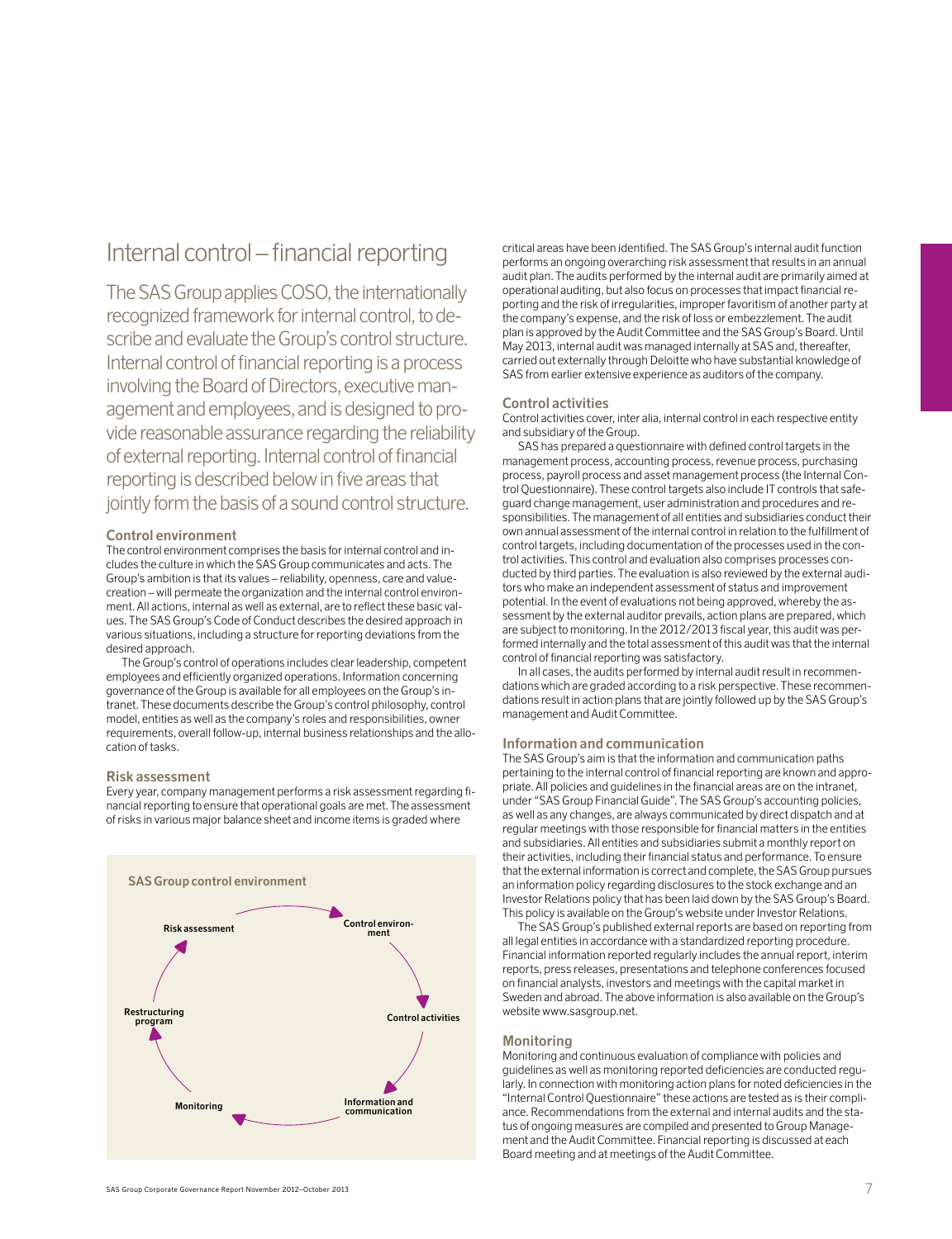# Internal control – financial reporting

The SAS Group applies COSO, the internationally recognized framework for internal control, to describe and evaluate the Group's control structure. Internal control of financial reporting is a process involving the Board of Directors, executive management and employees, and is designed to provide reasonable assurance regarding the reliability of external reporting. Internal control of financial reporting is described below in five areas that jointly form the basis of a sound control structure.

### Control environment

The control environment comprises the basis for internal control and includes the culture in which the SAS Group communicates and acts. The Group's ambition is that its values – reliability, openness, care and value-creation – will permeate the organization and the internal control environment. All actions, internal as well as external, are to reflect these basic values. The SAS Group's Code of Conduct describes the desired approach in various situations, including a structure for reporting deviations from the desired approach.

The Group's control of operations includes clear leadership, competent employees and efficiently organized operations. Information concerning governance of the Group is available for all employees on the Group's intranet. These documents describe the Group's control philosophy, control model, entities as well as the company's roles and responsibilities, owner requirements, overall follow-up, internal business relationships and the allocation of tasks.

### Risk assessment

Every year, company management performs a risk assessment regarding financial reporting to ensure that operational goals are met. The assessment of risks in various major balance sheet and income items is graded where critical areas have been identified. The SAS Group's internal audit function performs an ongoing overarching risk assessment that results in an annual audit plan. The audits performed by the internal audit are primarily aimed at operational auditing, but also focus on processes that impact financial reporting and the risk of irregularities, improper favoritism of another party at the company's expense, and the risk of loss or embezzlement. The audit plan is approved by the Audit Committee and the SAS Group's Board. Until May 2013, internal audit was managed internally at SAS and, thereafter, carried out externally through Deloitte who have substantial knowledge of SAS from earlier extensive experience as auditors of the company.

**SAS Group control environment**

Risk assessment → Control environment → Control activities → Information and communication → Monitoring → Restructuring program → Risk assessment

### Control activities

Control activities cover, inter alia, internal control in each respective entity and subsidiary of the Group.

SAS has prepared a questionnaire with defined control targets in the management process, accounting process, revenue process, purchasing process, payroll process and asset management process (the Internal Control Questionnaire). These control targets also include IT controls that safeguard change management, user administration and procedures and responsibilities. The management of all entities and subsidiaries conduct their own annual assessment of the internal control in relation to the fulfillment of control targets, including documentation of the processes used in the control activities. This control and evaluation also comprises processes conducted by third parties. The evaluation is also reviewed by the external auditors who make an independent assessment of status and improvement potential. In the event of evaluations not being approved, whereby the assessment by the external auditor prevails, action plans are prepared, which are subject to monitoring. In the 2012/2013 fiscal year, this audit was performed internally and the total assessment of this audit was that the internal control of financial reporting was satisfactory.

In all cases, the audits performed by internal audit result in recommendations which are graded according to a risk perspective. These recommendations result in action plans that are jointly followed up by the SAS Group's management and Audit Committee.

### Information and communication

The SAS Group's aim is that the information and communication paths pertaining to the internal control of financial reporting are known and appropriate. All policies and guidelines in the financial areas are on the intranet, under "SAS Group Financial Guide". The SAS Group's accounting policies, as well as any changes, are always communicated by direct dispatch and at regular meetings with those responsible for financial matters in the entities and subsidiaries. All entities and subsidiaries submit a monthly report on their activities, including their financial status and performance. To ensure that the external information is correct and complete, the SAS Group pursues an information policy regarding disclosures to the stock exchange and an Investor Relations policy that has been laid down by the SAS Group's Board. This policy is available on the Group's website under Investor Relations.

The SAS Group's published external reports are based on reporting from all legal entities in accordance with a standardized reporting procedure. Financial information reported regularly includes the annual report, interim reports, press releases, presentations and telephone conferences focused on financial analysts, investors and meetings with the capital market in Sweden and abroad. The above information is also available on the Group's website www.sasgroup.net.

### Monitoring

Monitoring and continuous evaluation of compliance with policies and guidelines as well as monitoring reported deficiencies are conducted regularly. In connection with monitoring action plans for noted deficiencies in the "Internal Control Questionnaire" these actions are tested as is their compliance. Recommendations from the external and internal audits and the status of ongoing measures are compiled and presented to Group Management and the Audit Committee. Financial reporting is discussed at each Board meeting and at meetings of the Audit Committee.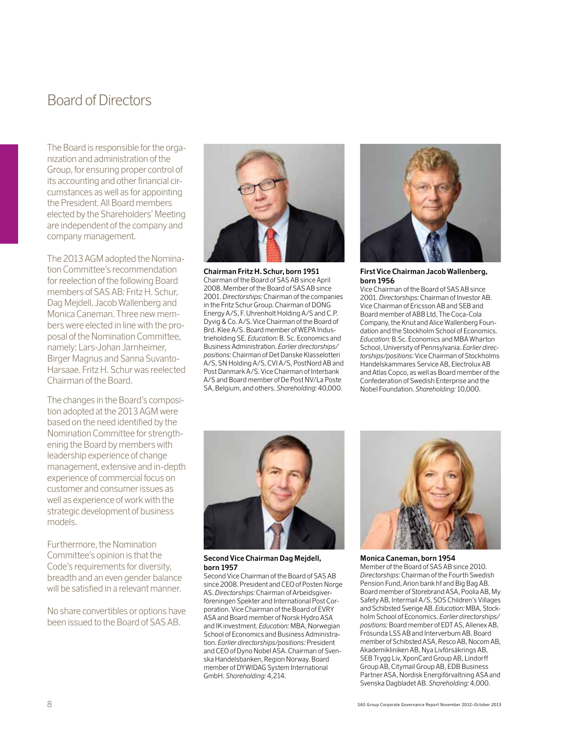# Board of Directors

The Board is responsible for the organization and administration of the Group, for ensuring proper control of its accounting and other financial circumstances as well as for appointing the President. All Board members elected by the Shareholders' Meeting are independent of the company and company management.

The 2013 AGM adopted the Nomination Committee's recommendation for reelection of the following Board members of SAS AB: Fritz H. Schur, Dag Mejdell, Jacob Wallenberg and Monica Caneman. Three new members were elected in line with the proposal of the Nomination Committee, namely: Lars-Johan Jarnheimer, Birger Magnus and Sanna Suvanto-Harsaae. Fritz H. Schur was reelected Chairman of the Board.

The changes in the Board's composition adopted at the 2013 AGM were based on the need identified by the Nomination Committee for strengthening the Board by members with leadership experience of change management, extensive and in-depth experience of commercial focus on customer and consumer issues as well as experience of work with the strategic development of business models.

Furthermore, the Nomination Committee's opinion is that the Code's requirements for diversity, breadth and an even gender balance will be satisfied in a relevant manner.

No share convertibles or options have been issued to the Board of SAS AB.

**Chairman Fritz H. Schur, born 1951**
Chairman of the Board of SAS AB since April 2008. Member of the Board of SAS AB since 2001. *Directorships:* Chairman of the companies in the Fritz Schur Group. Chairman of DONG Energy A/S, F. Uhrenholt Holding A/S and C.P. Dyvig & Co. A/S. Vice Chairman of the Board of Brd. Klee A/S. Board member of WEPA Industrieholding SE. *Education:* B. Sc. Economics and Business Administration. *Earlier directorships/positions:* Chairman of Det Danske Klasselotteri A/S, SN Holding A/S, CVI A/S, PostNord AB and Post Danmark A/S. Vice Chairman of Interbank A/S and Board member of De Post NV/La Poste SA, Belgium, and others. *Shareholding:* 40,000.

**First Vice Chairman Jacob Wallenberg, born 1956**
Vice Chairman of the Board of SAS AB since 2001. *Directorships:* Chairman of Investor AB. Vice Chairman of Ericsson AB and SEB and Board member of ABB Ltd, The Coca-Cola Company, the Knut and Alice Wallenberg Foundation and the Stockholm School of Economics. *Education:* B.Sc. Economics and MBA Wharton School, University of Pennsylvania. *Earlier directorships/positions:* Vice Chairman of Stockholms Handelskammares Service AB, Electrolux AB and Atlas Copco, as well as Board member of the Confederation of Swedish Enterprise and the Nobel Foundation. *Shareholding:* 10,000.

**Second Vice Chairman Dag Mejdell, born 1957**
Second Vice Chairman of the Board of SAS AB since 2008. President and CEO of Posten Norge AS. *Directorships:* Chairman of Arbeidsgiverföreningen Spekter and International Post Corporation. Vice Chairman of the Board of EVRY ASA and Board member of Norsk Hydro ASA and IK investment. *Education:* MBA, Norwegian School of Economics and Business Administration. *Earlier directorships/positions:* President and CEO of Dyno Nobel ASA. Chairman of Svenska Handelsbanken, Region Norway. Board member of DYWIDAG System International GmbH. *Shareholding:* 4,214.

**Monica Caneman, born 1954**
Member of the Board of SAS AB since 2010. *Directorships:* Chairman of the Fourth Swedish Pension Fund, Arion bank hf and Big Bag AB. Board member of Storebrand ASA, Poolia AB, My Safety AB, Intermail A/S, SOS Children's Villages and Schibsted Sverige AB. *Education:* MBA, Stockholm School of Economics. *Earlier directorships/positions:* Board member of EDT AS, Allenex AB, Frösunda LSS AB and Interverbum AB. Board member of Schibsted ASA, Resco AB, Nocom AB, Akademikliniken AB, Nya Livförsäkrings AB, SEB Trygg Liv, XponCard Group AB, Lindorff Group AB, Citymail Group AB, EDB Business Partner ASA, Nordisk Energiförvaltning ASA and Svenska Dagbladet AB. *Shareholding:* 4,000.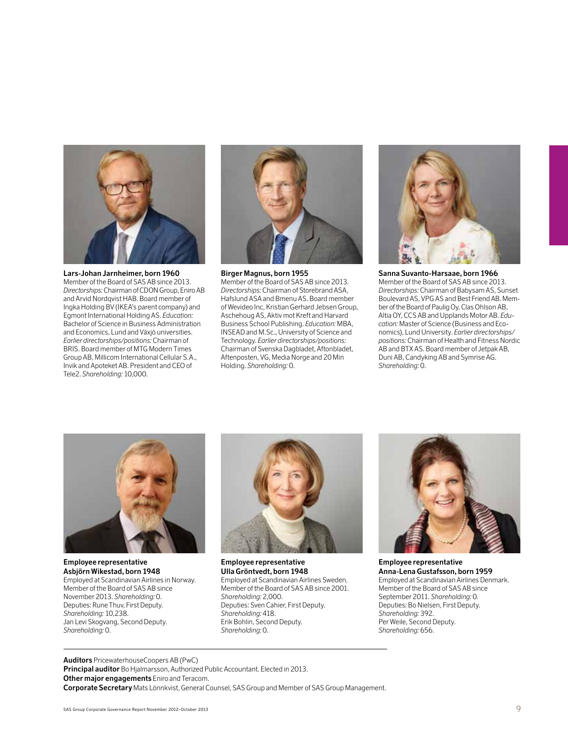**Lars-Johan Jarnheimer, born 1960**
Member of the Board of SAS AB since 2013. *Directorships:* Chairman of CDON Group, Eniro AB and Arvid Nordqvist HAB. Board member of Ingka Holding BV (IKEA's parent company) and Egmont International Holding AS. *Education:* Bachelor of Science in Business Administration and Economics, Lund and Växjö universities. *Earlier directorships/positions:* Chairman of BRIS. Board member of MTG Modern Times Group AB, Millicom International Cellular S.A., Invik and Apoteket AB. President and CEO of Tele2. *Shareholding:* 10,000.

**Birger Magnus, born 1955**
Member of the Board of SAS AB since 2013. *Directorships:* Chairman of Storebrand ASA, Hafslund ASA and Bmenu AS. Board member of Wevideo Inc, Kristian Gerhard Jebsen Group, Aschehoug AS, Aktiv mot Kreft and Harvard Business School Publishing. *Education:* MBA, INSEAD and M.Sc., University of Science and Technology. *Earlier directorships/positions:* Chairman of Svenska Dagbladet, Aftonbladet, Aftenposten, VG, Media Norge and 20 Min Holding. *Shareholding:* 0.

**Sanna Suvanto-Harsaae, born 1966**
Member of the Board of SAS AB since 2013. *Directorships:* Chairman of Babysam AS, Sunset Boulevard AS, VPG AS and Best Friend AB. Member of the Board of Paulig Oy, Clas Ohlson AB, Altia OY, CCS AB and Upplands Motor AB. *Education:* Master of Science (Business and Economics), Lund University. *Earlier directorships/positions:* Chairman of Health and Fitness Nordic AB and BTX AS. Board member of Jetpak AB, Duni AB, Candyking AB and Symrise AG. *Shareholding:* 0.

**Employee representative**
**Asbjörn Wikestad, born 1948**
Employed at Scandinavian Airlines in Norway. Member of the Board of SAS AB since November 2013. *Shareholding:* 0.
Deputies: Rune Thuv, First Deputy. *Shareholding:* 10,238.
Jan Levi Skogvang, Second Deputy. *Shareholding:* 0.

**Employee representative**
**Ulla Gröntvedt, born 1948**
Employed at Scandinavian Airlines Sweden. Member of the Board of SAS AB since 2001. *Shareholding:* 2,000.
Deputies: Sven Cahier, First Deputy. *Shareholding:* 418.
Erik Bohlin, Second Deputy. *Shareholding:* 0.

**Employee representative**
**Anna-Lena Gustafsson, born 1959**
Employed at Scandinavian Airlines Denmark. Member of the Board of SAS AB since September 2011. *Shareholding:* 0.
Deputies: Bo Nielsen, First Deputy. *Shareholding:* 392.
Per Weile, Second Deputy. *Shareholding:* 656.

---

**Auditors** PricewaterhouseCoopers AB (PwC)
**Principal auditor** Bo Hjalmarsson, Authorized Public Accountant. Elected in 2013.
**Other major engagements** Eniro and Teracom.
**Corporate Secretary** Mats Lönnkvist, General Counsel, SAS Group and Member of SAS Group Management.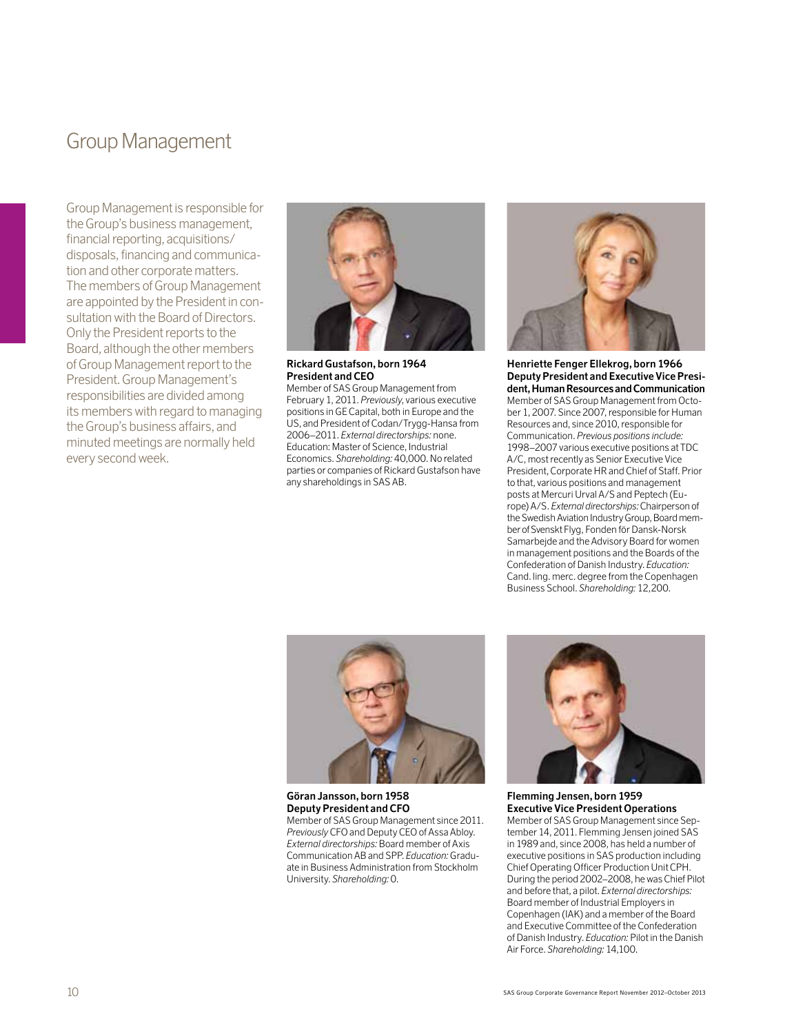# Group Management

Group Management is responsible for the Group's business management, financial reporting, acquisitions/disposals, financing and communication and other corporate matters. The members of Group Management are appointed by the President in consultation with the Board of Directors. Only the President reports to the Board, although the other members of Group Management report to the President. Group Management's responsibilities are divided among its members with regard to managing the Group's business affairs, and minuted meetings are normally held every second week.

**Rickard Gustafson, born 1964**
**President and CEO**

Member of SAS Group Management from February 1, 2011. *Previously*, various executive positions in GE Capital, both in Europe and the US, and President of Codan/Trygg-Hansa from 2006–2011. *External directorships:* none. Education: Master of Science, Industrial Economics. *Shareholding:* 40,000. No related parties or companies of Rickard Gustafson have any shareholdings in SAS AB.

**Henriette Fenger Ellekrog, born 1966**
**Deputy President and Executive Vice President, Human Resources and Communication**

Member of SAS Group Management from October 1, 2007. Since 2007, responsible for Human Resources and, since 2010, responsible for Communication. *Previous positions include:* 1998–2007 various executive positions at TDC A/C, most recently as Senior Executive Vice President, Corporate HR and Chief of Staff. Prior to that, various positions and management posts at Mercuri Urval A/S and Peptech (Europe) A/S. *External directorships:* Chairperson of the Swedish Aviation Industry Group, Board member of Svenskt Flyg, Fonden för Dansk-Norsk Samarbejde and the Advisory Board for women in management positions and the Boards of the Confederation of Danish Industry. *Education:* Cand. ling. merc. degree from the Copenhagen Business School. *Shareholding:* 12,200.

**Göran Jansson, born 1958**
**Deputy President and CFO**

Member of SAS Group Management since 2011. *Previously* CFO and Deputy CEO of Assa Abloy. *External directorships:* Board member of Axis Communication AB and SPP. *Education:* Graduate in Business Administration from Stockholm University. *Shareholding:* 0.

**Flemming Jensen, born 1959**
**Executive Vice President Operations**

Member of SAS Group Management since September 14, 2011. Flemming Jensen joined SAS in 1989 and, since 2008, has held a number of executive positions in SAS production including Chief Operating Officer Production Unit CPH. During the period 2002–2008, he was Chief Pilot and before that, a pilot. *External directorships:* Board member of Industrial Employers in Copenhagen (IAK) and a member of the Board and Executive Committee of the Confederation of Danish Industry. *Education:* Pilot in the Danish Air Force. *Shareholding:* 14,100.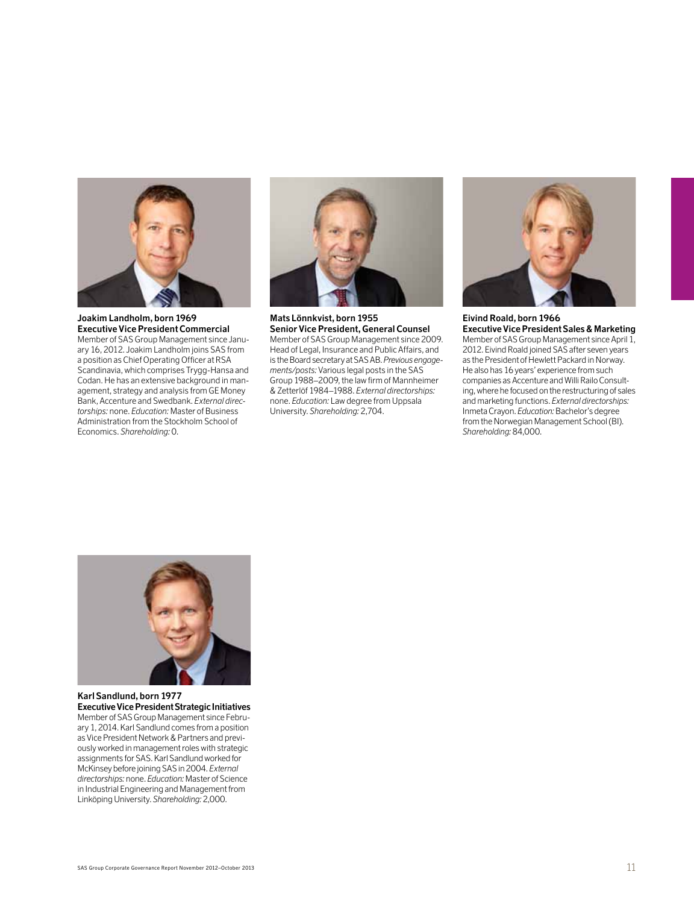**Joakim Landholm, born 1969**
**Executive Vice President Commercial**

Member of SAS Group Management since January 16, 2012. Joakim Landholm joins SAS from a position as Chief Operating Officer at RSA Scandinavia, which comprises Trygg-Hansa and Codan. He has an extensive background in management, strategy and analysis from GE Money Bank, Accenture and Swedbank. *External directorships:* none. *Education:* Master of Business Administration from the Stockholm School of Economics. *Shareholding:* 0.

**Mats Lönnkvist, born 1955**
**Senior Vice President, General Counsel**

Member of SAS Group Management since 2009. Head of Legal, Insurance and Public Affairs, and is the Board secretary at SAS AB. *Previous engagements/posts:* Various legal posts in the SAS Group 1988–2009, the law firm of Mannheimer & Zetterlöf 1984–1988. *External directorships:* none. *Education:* Law degree from Uppsala University. *Shareholding:* 2,704.

**Eivind Roald, born 1966**
**Executive Vice President Sales & Marketing**

Member of SAS Group Management since April 1, 2012. Eivind Roald joined SAS after seven years as the President of Hewlett Packard in Norway. He also has 16 years' experience from such companies as Accenture and Willi Railo Consulting, where he focused on the restructuring of sales and marketing functions. *External directorships:* Inmeta Crayon. *Education:* Bachelor's degree from the Norwegian Management School (BI). *Shareholding:* 84,000.

**Karl Sandlund, born 1977**
**Executive Vice President Strategic Initiatives**

Member of SAS Group Management since February 1, 2014. Karl Sandlund comes from a position as Vice President Network & Partners and previously worked in management roles with strategic assignments for SAS. Karl Sandlund worked for McKinsey before joining SAS in 2004. *External directorships:* none. *Education:* Master of Science in Industrial Engineering and Management from Linköping University. *Shareholding:* 2,000.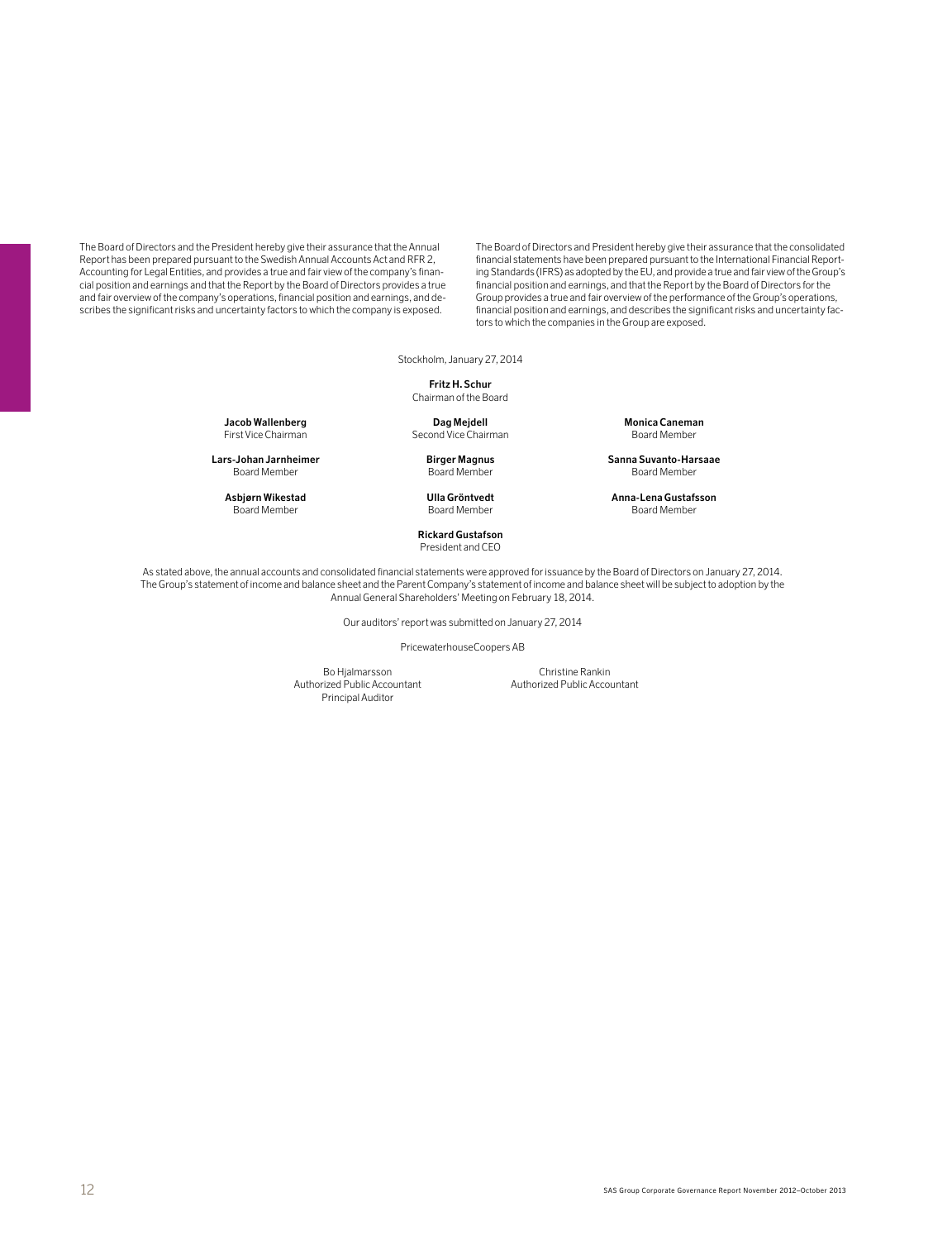The Board of Directors and the President hereby give their assurance that the Annual Report has been prepared pursuant to the Swedish Annual Accounts Act and RFR 2, Accounting for Legal Entities, and provides a true and fair view of the company's financial position and earnings and that the Report by the Board of Directors provides a true and fair overview of the company's operations, financial position and earnings, and describes the significant risks and uncertainty factors to which the company is exposed.

The Board of Directors and President hereby give their assurance that the consolidated financial statements have been prepared pursuant to the International Financial Reporting Standards (IFRS) as adopted by the EU, and provide a true and fair view of the Group's financial position and earnings, and that the Report by the Board of Directors for the Group provides a true and fair overview of the performance of the Group's operations, financial position and earnings, and describes the significant risks and uncertainty factors to which the companies in the Group are exposed.

Stockholm, January 27, 2014

**Fritz H. Schur**
Chairman of the Board

**Jacob Wallenberg**
First Vice Chairman

**Dag Mejdell**
Second Vice Chairman

**Monica Caneman**
Board Member

**Lars-Johan Jarnheimer**
Board Member

**Birger Magnus**
Board Member

**Sanna Suvanto-Harsaae**
Board Member

**Asbjørn Wikestad**
Board Member

**Ulla Gröntvedt**
Board Member

**Anna-Lena Gustafsson**
Board Member

**Rickard Gustafson**
President and CEO

As stated above, the annual accounts and consolidated financial statements were approved for issuance by the Board of Directors on January 27, 2014. The Group's statement of income and balance sheet and the Parent Company's statement of income and balance sheet will be subject to adoption by the Annual General Shareholders' Meeting on February 18, 2014.

Our auditors' report was submitted on January 27, 2014

PricewaterhouseCoopers AB

Bo Hjalmarsson
Authorized Public Accountant
Principal Auditor

Christine Rankin
Authorized Public Accountant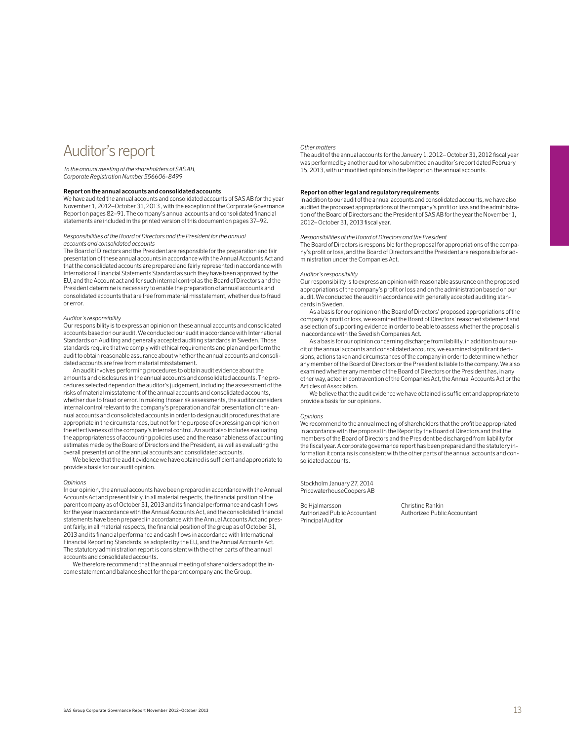# Auditor's report

*To the annual meeting of the shareholders of SAS AB, Corporate Registration Number 556606-8499*

**Report on the annual accounts and consolidated accounts**

We have audited the annual accounts and consolidated accounts of SAS AB for the year November 1, 2012–October 31, 2013 , with the exception of the Corporate Governance Report on pages 82–91. The company's annual accounts and consolidated financial statements are included in the printed version of this document on pages 37–92.

*Responsibilities of the Board of Directors and the President for the annual accounts and consolidated accounts*

The Board of Directors and the President are responsible for the preparation and fair presentation of these annual accounts in accordance with the Annual Accounts Act and that the consolidated accounts are prepared and fairly represented in accordance with International Financial Statements Standard as such they have been approved by the EU, and the Account act and for such internal control as the Board of Directors and the President determine is necessary to enable the preparation of annual accounts and consolidated accounts that are free from material misstatement, whether due to fraud or error.

*Auditor's responsibility*

Our responsibility is to express an opinion on these annual accounts and consolidated accounts based on our audit. We conducted our audit in accordance with International Standards on Auditing and generally accepted auditing standards in Sweden. Those standards require that we comply with ethical requirements and plan and perform the audit to obtain reasonable assurance about whether the annual accounts and consolidated accounts are free from material misstatement.

An audit involves performing procedures to obtain audit evidence about the amounts and disclosures in the annual accounts and consolidated accounts. The procedures selected depend on the auditor's judgement, including the assessment of the risks of material misstatement of the annual accounts and consolidated accounts, whether due to fraud or error. In making those risk assessments, the auditor considers internal control relevant to the company's preparation and fair presentation of the annual accounts and consolidated accounts in order to design audit procedures that are appropriate in the circumstances, but not for the purpose of expressing an opinion on the effectiveness of the company's internal control. An audit also includes evaluating the appropriateness of accounting policies used and the reasonableness of accounting estimates made by the Board of Directors and the President, as well as evaluating the overall presentation of the annual accounts and consolidated accounts.

We believe that the audit evidence we have obtained is sufficient and appropriate to provide a basis for our audit opinion.

*Opinions*

In our opinion, the annual accounts have been prepared in accordance with the Annual Accounts Act and present fairly, in all material respects, the financial position of the parent company as of October 31, 2013 and its financial performance and cash flows for the year in accordance with the Annual Accounts Act, and the consolidated financial statements have been prepared in accordance with the Annual Accounts Act and present fairly, in all material respects, the financial position of the group as of October 31, 2013 and its financial performance and cash flows in accordance with International Financial Reporting Standards, as adopted by the EU, and the Annual Accounts Act. The statutory administration report is consistent with the other parts of the annual accounts and consolidated accounts.

We therefore recommend that the annual meeting of shareholders adopt the income statement and balance sheet for the parent company and the Group.

*Other matters*

The audit of the annual accounts for the January 1, 2012– October 31, 2012 fiscal year was performed by another auditor who submitted an auditor's report dated February 15, 2013, with unmodified opinions in the Report on the annual accounts.

**Report on other legal and regulatory requirements**

In addition to our audit of the annual accounts and consolidated accounts, we have also audited the proposed appropriations of the company's profit or loss and the administration of the Board of Directors and the President of SAS AB for the year the November 1, 2012– October 31, 2013 fiscal year.

*Responsibilities of the Board of Directors and the President*

The Board of Directors is responsible for the proposal for appropriations of the company's profit or loss, and the Board of Directors and the President are responsible for administration under the Companies Act.

*Auditor's responsibility*

Our responsibility is to express an opinion with reasonable assurance on the proposed appropriations of the company's profit or loss and on the administration based on our audit. We conducted the audit in accordance with generally accepted auditing standards in Sweden.

As a basis for our opinion on the Board of Directors' proposed appropriations of the company's profit or loss, we examined the Board of Directors' reasoned statement and a selection of supporting evidence in order to be able to assess whether the proposal is in accordance with the Swedish Companies Act.

As a basis for our opinion concerning discharge from liability, in addition to our audit of the annual accounts and consolidated accounts, we examined significant decisions, actions taken and circumstances of the company in order to determine whether any member of the Board of Directors or the President is liable to the company. We also examined whether any member of the Board of Directors or the President has, in any other way, acted in contravention of the Companies Act, the Annual Accounts Act or the Articles of Association.

We believe that the audit evidence we have obtained is sufficient and appropriate to provide a basis for our opinions.

*Opinions*

We recommend to the annual meeting of shareholders that the profit be appropriated in accordance with the proposal in the Report by the Board of Directors and that the members of the Board of Directors and the President be discharged from liability for the fiscal year. A corporate governance report has been prepared and the statutory information it contains is consistent with the other parts of the annual accounts and consolidated accounts.

Stockholm January 27, 2014
PricewaterhouseCoopers AB

Bo Hjalmarsson
Authorized Public Accountant
Principal Auditor

Christine Rankin
Authorized Public Accountant